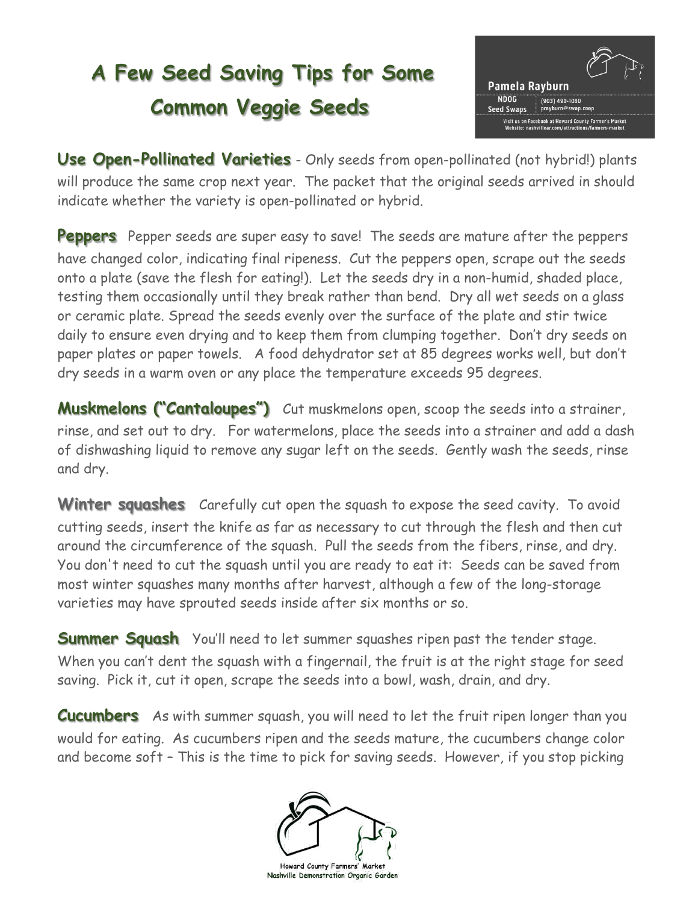# A Few Seed Saving Tips for Some Common Veggie Seeds

**Pamela Rayburn**
NDOG Seed Swaps
(903) 490-1080
prayburn@swap.coop
Visit us on Facebook at Howard County Farmer's Market
Website: nashvillear.com/attractions/farmers-market

**Use Open-Pollinated Varieties** - Only seeds from open-pollinated (not hybrid!) plants will produce the same crop next year. The packet that the original seeds arrived in should indicate whether the variety is open-pollinated or hybrid.

**Peppers** Pepper seeds are super easy to save! The seeds are mature after the peppers have changed color, indicating final ripeness. Cut the peppers open, scrape out the seeds onto a plate (save the flesh for eating!). Let the seeds dry in a non-humid, shaded place, testing them occasionally until they break rather than bend. Dry all wet seeds on a glass or ceramic plate. Spread the seeds evenly over the surface of the plate and stir twice daily to ensure even drying and to keep them from clumping together. Don't dry seeds on paper plates or paper towels. A food dehydrator set at 85 degrees works well, but don't dry seeds in a warm oven or any place the temperature exceeds 95 degrees.

**Muskmelons ("Cantaloupes")** Cut muskmelons open, scoop the seeds into a strainer, rinse, and set out to dry. For watermelons, place the seeds into a strainer and add a dash of dishwashing liquid to remove any sugar left on the seeds. Gently wash the seeds, rinse and dry.

**Winter squashes** Carefully cut open the squash to expose the seed cavity. To avoid cutting seeds, insert the knife as far as necessary to cut through the flesh and then cut around the circumference of the squash. Pull the seeds from the fibers, rinse, and dry. You don't need to cut the squash until you are ready to eat it: Seeds can be saved from most winter squashes many months after harvest, although a few of the long-storage varieties may have sprouted seeds inside after six months or so.

**Summer Squash** You'll need to let summer squashes ripen past the tender stage. When you can't dent the squash with a fingernail, the fruit is at the right stage for seed saving. Pick it, cut it open, scrape the seeds into a bowl, wash, drain, and dry.

**Cucumbers** As with summer squash, you will need to let the fruit ripen longer than you would for eating. As cucumbers ripen and the seeds mature, the cucumbers change color and become soft – This is the time to pick for saving seeds. However, if you stop picking

Howard County Farmers' Market
Nashville Demonstration Organic Garden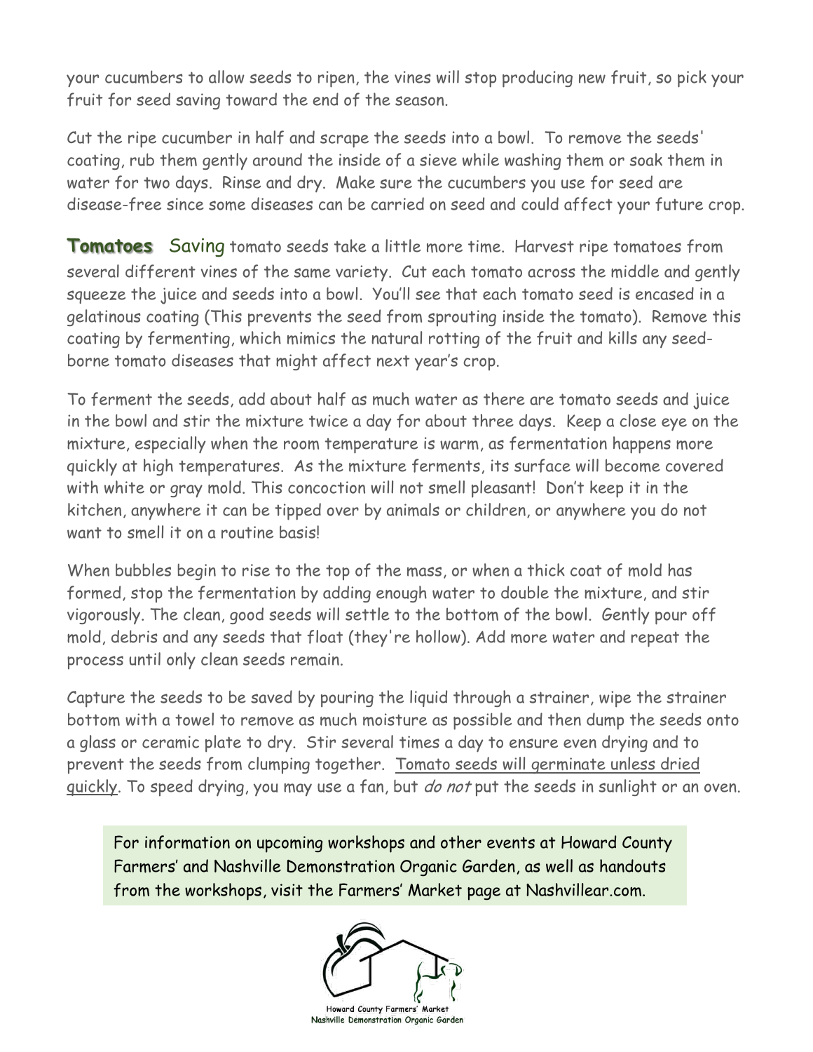your cucumbers to allow seeds to ripen, the vines will stop producing new fruit, so pick your fruit for seed saving toward the end of the season.

Cut the ripe cucumber in half and scrape the seeds into a bowl. To remove the seeds' coating, rub them gently around the inside of a sieve while washing them or soak them in water for two days. Rinse and dry. Make sure the cucumbers you use for seed are disease-free since some diseases can be carried on seed and could affect your future crop.

**Tomatoes** Saving tomato seeds take a little more time. Harvest ripe tomatoes from several different vines of the same variety. Cut each tomato across the middle and gently squeeze the juice and seeds into a bowl. You'll see that each tomato seed is encased in a gelatinous coating (This prevents the seed from sprouting inside the tomato). Remove this coating by fermenting, which mimics the natural rotting of the fruit and kills any seed-borne tomato diseases that might affect next year's crop.

To ferment the seeds, add about half as much water as there are tomato seeds and juice in the bowl and stir the mixture twice a day for about three days. Keep a close eye on the mixture, especially when the room temperature is warm, as fermentation happens more quickly at high temperatures. As the mixture ferments, its surface will become covered with white or gray mold. This concoction will not smell pleasant! Don't keep it in the kitchen, anywhere it can be tipped over by animals or children, or anywhere you do not want to smell it on a routine basis!

When bubbles begin to rise to the top of the mass, or when a thick coat of mold has formed, stop the fermentation by adding enough water to double the mixture, and stir vigorously. The clean, good seeds will settle to the bottom of the bowl. Gently pour off mold, debris and any seeds that float (they're hollow). Add more water and repeat the process until only clean seeds remain.

Capture the seeds to be saved by pouring the liquid through a strainer, wipe the strainer bottom with a towel to remove as much moisture as possible and then dump the seeds onto a glass or ceramic plate to dry. Stir several times a day to ensure even drying and to prevent the seeds from clumping together. Tomato seeds will germinate unless dried quickly. To speed drying, you may use a fan, but *do not* put the seeds in sunlight or an oven.

For information on upcoming workshops and other events at Howard County Farmers' and Nashville Demonstration Organic Garden, as well as handouts from the workshops, visit the Farmers' Market page at Nashvillear.com.

Howard County Farmers' Market
Nashville Demonstration Organic Garden